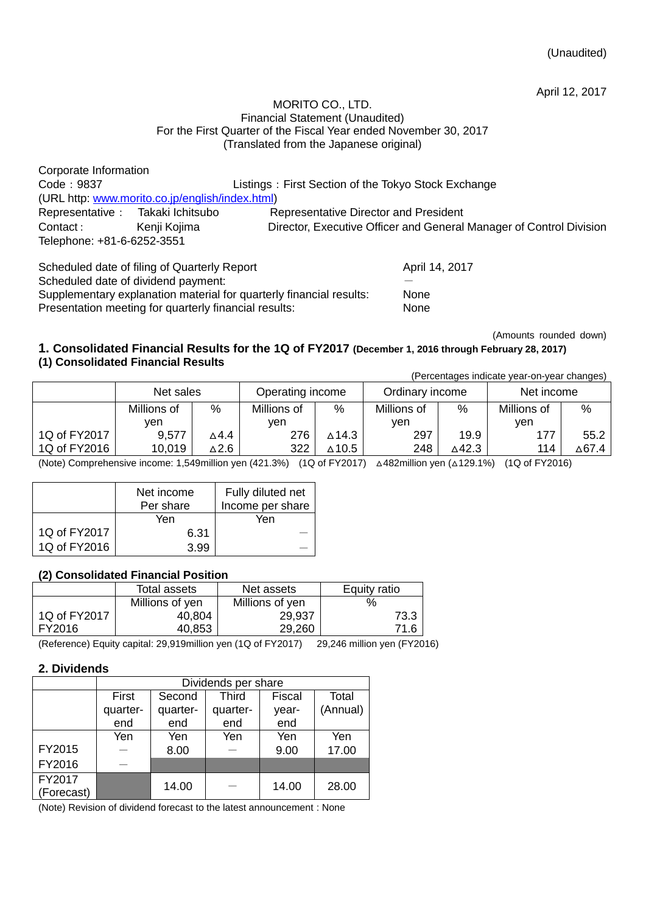(Unaudited)

April 12, 2017

MORITO CO., LTD.
Financial Statement (Unaudited)
For the First Quarter of the Fiscal Year ended November 30, 2017
(Translated from the Japanese original)

Corporate Information
Code：9837 Listings：First Section of the Tokyo Stock Exchange
(URL http: www.morito.co.jp/english/index.html)
Representative： Takaki Ichitsubo Representative Director and President
Contact： Kenji Kojima Director, Executive Officer and General Manager of Control Division
Telephone: +81-6-6252-3551

Scheduled date of filing of Quarterly Report: April 14, 2017
Scheduled date of dividend payment: ―
Supplementary explanation material for quarterly financial results: None
Presentation meeting for quarterly financial results: None

(Amounts rounded down)

## 1. Consolidated Financial Results for the 1Q of FY2017 (December 1, 2016 through February 28, 2017)

### (1) Consolidated Financial Results

(Percentages indicate year-on-year changes)

| | Net sales | | Operating income | | Ordinary income | | Net income | |
|---|---|---|---|---|---|---|---|---|
| | Millions of yen | % | Millions of yen | % | Millions of yen | % | Millions of yen | % |
| 1Q of FY2017 | 9,577 | △4.4 | 276 | △14.3 | 297 | 19.9 | 177 | 55.2 |
| 1Q of FY2016 | 10,019 | △2.6 | 322 | △10.5 | 248 | △42.3 | 114 | △67.4 |

(Note) Comprehensive income: 1,549million yen (421.3%) (1Q of FY2017) △482million yen (△129.1%) (1Q of FY2016)

| | Net income Per share | Fully diluted net Income per share |
|---|---|---|
| | Yen | Yen |
| 1Q of FY2017 | 6.31 | ― |
| 1Q of FY2016 | 3.99 | ― |

### (2) Consolidated Financial Position

| | Total assets | Net assets | Equity ratio |
|---|---|---|---|
| | Millions of yen | Millions of yen | % |
| 1Q of FY2017 | 40,804 | 29,937 | 73.3 |
| FY2016 | 40,853 | 29,260 | 71.6 |

(Reference) Equity capital: 29,919million yen (1Q of FY2017) 29,246 million yen (FY2016)

## 2. Dividends

| | Dividends per share | | | | |
|---|---|---|---|---|---|
| | First quarter-end | Second quarter-end | Third quarter-end | Fiscal year-end | Total (Annual) |
| | Yen | Yen | Yen | Yen | Yen |
| FY2015 | ― | 8.00 | ― | 9.00 | 17.00 |
| FY2016 | ― | | | | |
| FY2017 (Forecast) | | 14.00 | ― | 14.00 | 28.00 |

(Note) Revision of dividend forecast to the latest announcement : None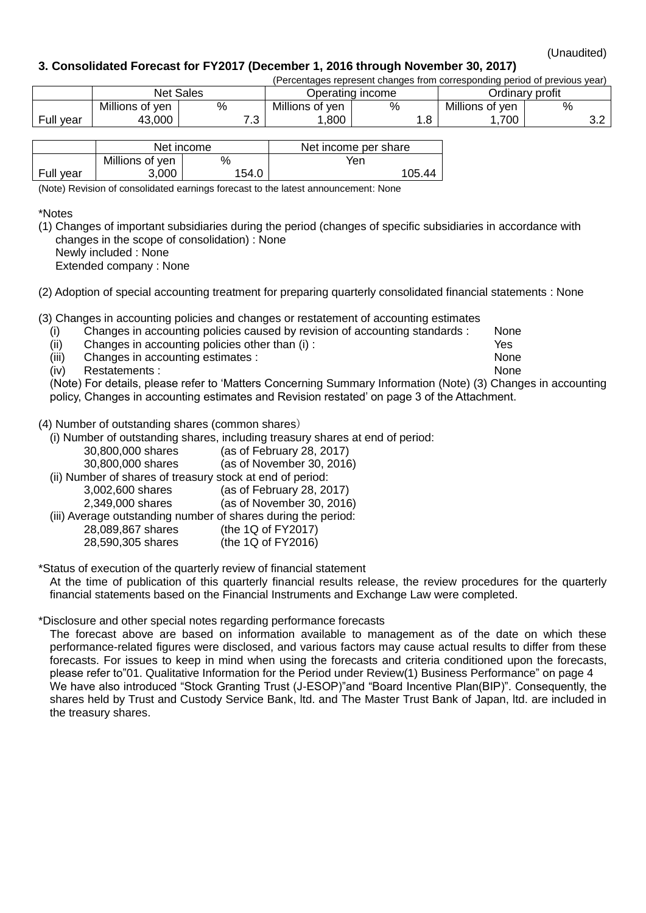(Unaudited)

### 3. Consolidated Forecast for FY2017 (December 1, 2016 through November 30, 2017)

(Percentages represent changes from corresponding period of previous year)

| | Net Sales | | Operating income | | Ordinary profit | |
|---|---|---|---|---|---|---|
| | Millions of yen | % | Millions of yen | % | Millions of yen | % |
| Full year | 43,000 | 7.3 | 1,800 | 1.8 | 1,700 | 3.2 |

| | Net income | | Net income per share |
|---|---|---|---|
| | Millions of yen | % | Yen |
| Full year | 3,000 | 154.0 | 105.44 |

(Note) Revision of consolidated earnings forecast to the latest announcement: None

*Notes

(1) Changes of important subsidiaries during the period (changes of specific subsidiaries in accordance with changes in the scope of consolidation) : None
Newly included : None
Extended company : None

(2) Adoption of special accounting treatment for preparing quarterly consolidated financial statements : None

(3) Changes in accounting policies and changes or restatement of accounting estimates

| | | |
|---|---|---|
| (i) | Changes in accounting policies caused by revision of accounting standards : | None |
| (ii) | Changes in accounting policies other than (i) : | Yes |
| (iii) | Changes in accounting estimates : | None |
| (iv) | Restatements : | None |

(Note) For details, please refer to 'Matters Concerning Summary Information (Note) (3) Changes in accounting policy, Changes in accounting estimates and Revision restated' on page 3 of the Attachment.

(4) Number of outstanding shares (common shares)

(i) Number of outstanding shares, including treasury shares at end of period:
30,800,000 shares (as of February 28, 2017)
30,800,000 shares (as of November 30, 2016)

(ii) Number of shares of treasury stock at end of period:
3,002,600 shares (as of February 28, 2017)
2,349,000 shares (as of November 30, 2016)

(iii) Average outstanding number of shares during the period:
28,089,867 shares (the 1Q of FY2017)
28,590,305 shares (the 1Q of FY2016)

*Status of execution of the quarterly review of financial statement

At the time of publication of this quarterly financial results release, the review procedures for the quarterly financial statements based on the Financial Instruments and Exchange Law were completed.

*Disclosure and other special notes regarding performance forecasts

The forecast above are based on information available to management as of the date on which these performance-related figures were disclosed, and various factors may cause actual results to differ from these forecasts. For issues to keep in mind when using the forecasts and criteria conditioned upon the forecasts, please refer to"01. Qualitative Information for the Period under Review(1) Business Performance" on page 4
We have also introduced "Stock Granting Trust (J-ESOP)"and "Board Incentive Plan(BIP)". Consequently, the shares held by Trust and Custody Service Bank, ltd. and The Master Trust Bank of Japan, ltd. are included in the treasury shares.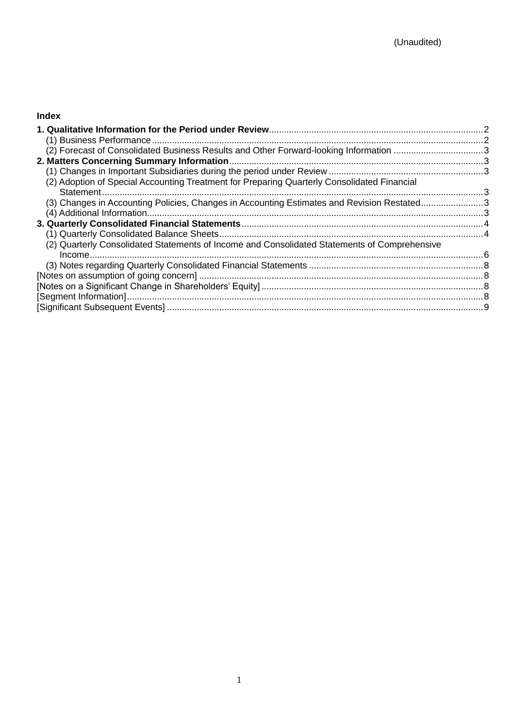(Unaudited)

**Index**

**1. Qualitative Information for the Period under Review** ..... 2
- (1) Business Performance ..... 2
- (2) Forecast of Consolidated Business Results and Other Forward-looking Information ..... 3

**2. Matters Concerning Summary Information** ..... 3
- (1) Changes in Important Subsidiaries during the period under Review ..... 3
- (2) Adoption of Special Accounting Treatment for Preparing Quarterly Consolidated Financial Statement ..... 3
- (3) Changes in Accounting Policies, Changes in Accounting Estimates and Revision Restated ..... 3
- (4) Additional Information ..... 3

**3. Quarterly Consolidated Financial Statements** ..... 4
- (1) Quarterly Consolidated Balance Sheets ..... 4
- (2) Quarterly Consolidated Statements of Income and Consolidated Statements of Comprehensive Income ..... 6
- (3) Notes regarding Quarterly Consolidated Financial Statements ..... 8

[Notes on assumption of going concern] ..... 8
[Notes on a Significant Change in Shareholders' Equity] ..... 8
[Segment Information] ..... 8
[Significant Subsequent Events] ..... 9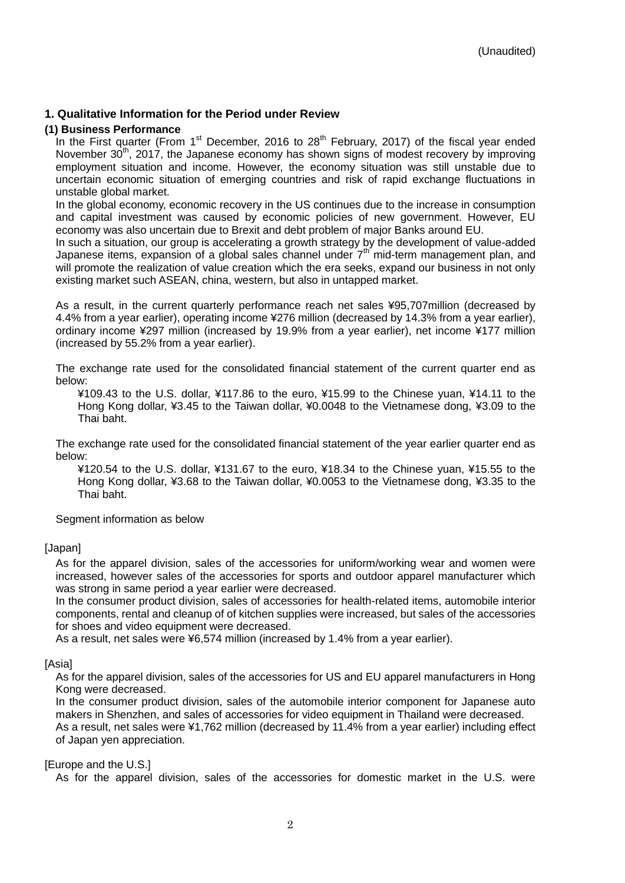(Unaudited)

## 1. Qualitative Information for the Period under Review

### (1) Business Performance

In the First quarter (From 1st December, 2016 to 28th February, 2017) of the fiscal year ended November 30th, 2017, the Japanese economy has shown signs of modest recovery by improving employment situation and income. However, the economy situation was still unstable due to uncertain economic situation of emerging countries and risk of rapid exchange fluctuations in unstable global market.

In the global economy, economic recovery in the US continues due to the increase in consumption and capital investment was caused by economic policies of new government. However, EU economy was also uncertain due to Brexit and debt problem of major Banks around EU.

In such a situation, our group is accelerating a growth strategy by the development of value-added Japanese items, expansion of a global sales channel under 7th mid-term management plan, and will promote the realization of value creation which the era seeks, expand our business in not only existing market such ASEAN, china, western, but also in untapped market.

As a result, in the current quarterly performance reach net sales ¥95,707million (decreased by 4.4% from a year earlier), operating income ¥276 million (decreased by 14.3% from a year earlier), ordinary income ¥297 million (increased by 19.9% from a year earlier), net income ¥177 million (increased by 55.2% from a year earlier).

The exchange rate used for the consolidated financial statement of the current quarter end as below:

¥109.43 to the U.S. dollar, ¥117.86 to the euro, ¥15.99 to the Chinese yuan, ¥14.11 to the Hong Kong dollar, ¥3.45 to the Taiwan dollar, ¥0.0048 to the Vietnamese dong, ¥3.09 to the Thai baht.

The exchange rate used for the consolidated financial statement of the year earlier quarter end as below:

¥120.54 to the U.S. dollar, ¥131.67 to the euro, ¥18.34 to the Chinese yuan, ¥15.55 to the Hong Kong dollar, ¥3.68 to the Taiwan dollar, ¥0.0053 to the Vietnamese dong, ¥3.35 to the Thai baht.

Segment information as below

[Japan]

As for the apparel division, sales of the accessories for uniform/working wear and women were increased, however sales of the accessories for sports and outdoor apparel manufacturer which was strong in same period a year earlier were decreased.

In the consumer product division, sales of accessories for health-related items, automobile interior components, rental and cleanup of of kitchen supplies were increased, but sales of the accessories for shoes and video equipment were decreased.

As a result, net sales were ¥6,574 million (increased by 1.4% from a year earlier).

[Asia]

As for the apparel division, sales of the accessories for US and EU apparel manufacturers in Hong Kong were decreased.

In the consumer product division, sales of the automobile interior component for Japanese auto makers in Shenzhen, and sales of accessories for video equipment in Thailand were decreased.

As a result, net sales were ¥1,762 million (decreased by 11.4% from a year earlier) including effect of Japan yen appreciation.

[Europe and the U.S.]

As for the apparel division, sales of the accessories for domestic market in the U.S. were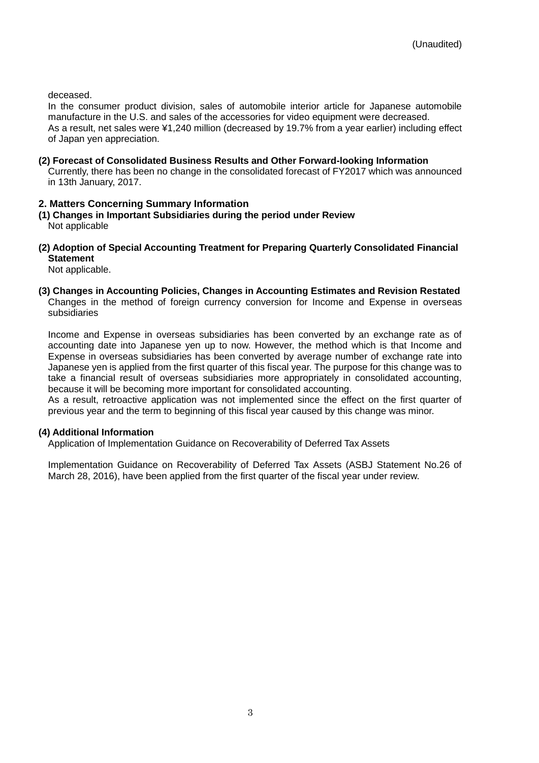deceased.

In the consumer product division, sales of automobile interior article for Japanese automobile manufacture in the U.S. and sales of the accessories for video equipment were decreased.

As a result, net sales were ¥1,240 million (decreased by 19.7% from a year earlier) including effect of Japan yen appreciation.

**(2) Forecast of Consolidated Business Results and Other Forward-looking Information**

Currently, there has been no change in the consolidated forecast of FY2017 which was announced in 13th January, 2017.

## 2. Matters Concerning Summary Information

**(1) Changes in Important Subsidiaries during the period under Review**

Not applicable

**(2) Adoption of Special Accounting Treatment for Preparing Quarterly Consolidated Financial Statement**

Not applicable.

**(3) Changes in Accounting Policies, Changes in Accounting Estimates and Revision Restated**

Changes in the method of foreign currency conversion for Income and Expense in overseas subsidiaries

Income and Expense in overseas subsidiaries has been converted by an exchange rate as of accounting date into Japanese yen up to now. However, the method which is that Income and Expense in overseas subsidiaries has been converted by average number of exchange rate into Japanese yen is applied from the first quarter of this fiscal year. The purpose for this change was to take a financial result of overseas subsidiaries more appropriately in consolidated accounting, because it will be becoming more important for consolidated accounting.

As a result, retroactive application was not implemented since the effect on the first quarter of previous year and the term to beginning of this fiscal year caused by this change was minor.

**(4) Additional Information**

Application of Implementation Guidance on Recoverability of Deferred Tax Assets

Implementation Guidance on Recoverability of Deferred Tax Assets (ASBJ Statement No.26 of March 28, 2016), have been applied from the first quarter of the fiscal year under review.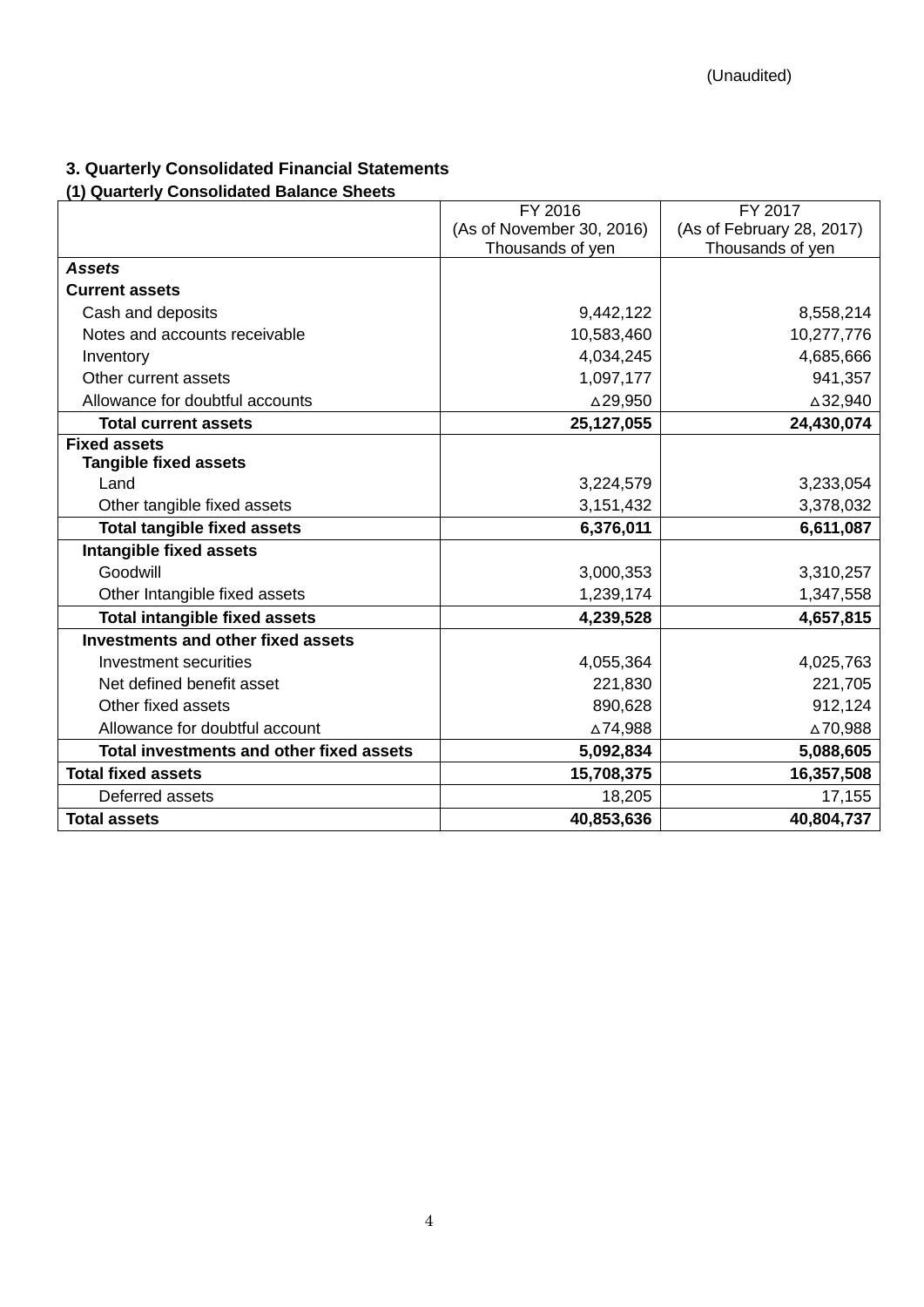(Unaudited)

### 3. Quarterly Consolidated Financial Statements

#### (1) Quarterly Consolidated Balance Sheets

| | FY 2016 (As of November 30, 2016) Thousands of yen | FY 2017 (As of February 28, 2017) Thousands of yen |
|---|---|---|
| ***Assets*** | | |
| **Current assets** | | |
| Cash and deposits | 9,442,122 | 8,558,214 |
| Notes and accounts receivable | 10,583,460 | 10,277,776 |
| Inventory | 4,034,245 | 4,685,666 |
| Other current assets | 1,097,177 | 941,357 |
| Allowance for doubtful accounts | △29,950 | △32,940 |
| **Total current assets** | **25,127,055** | **24,430,074** |
| **Fixed assets** | | |
| **Tangible fixed assets** | | |
| Land | 3,224,579 | 3,233,054 |
| Other tangible fixed assets | 3,151,432 | 3,378,032 |
| **Total tangible fixed assets** | **6,376,011** | **6,611,087** |
| **Intangible fixed assets** | | |
| Goodwill | 3,000,353 | 3,310,257 |
| Other Intangible fixed assets | 1,239,174 | 1,347,558 |
| **Total intangible fixed assets** | **4,239,528** | **4,657,815** |
| **Investments and other fixed assets** | | |
| Investment securities | 4,055,364 | 4,025,763 |
| Net defined benefit asset | 221,830 | 221,705 |
| Other fixed assets | 890,628 | 912,124 |
| Allowance for doubtful account | △74,988 | △70,988 |
| **Total investments and other fixed assets** | **5,092,834** | **5,088,605** |
| **Total fixed assets** | **15,708,375** | **16,357,508** |
| Deferred assets | 18,205 | 17,155 |
| **Total assets** | **40,853,636** | **40,804,737** |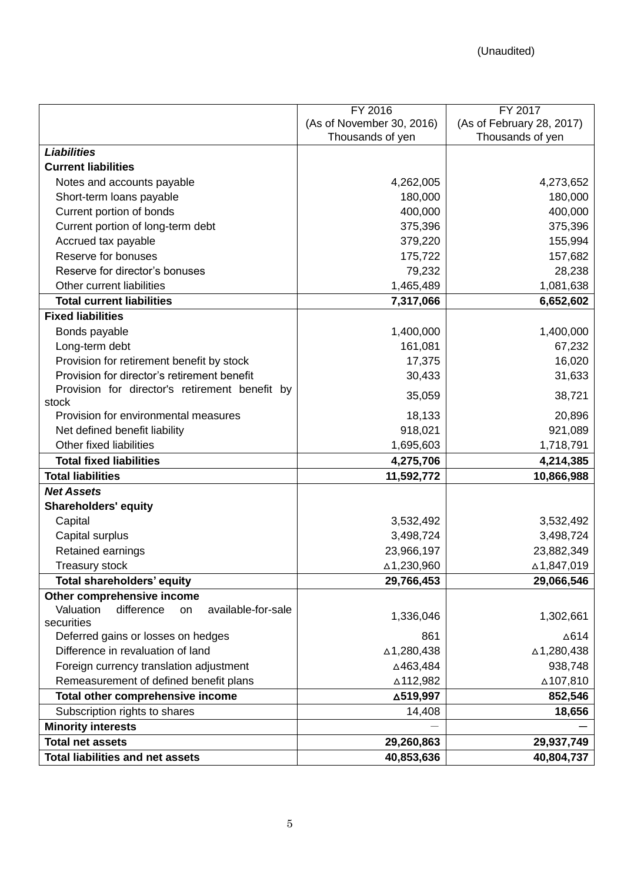(Unaudited)

| | FY 2016 (As of November 30, 2016) Thousands of yen | FY 2017 (As of February 28, 2017) Thousands of yen |
|---|---|---|
| ***Liabilities*** | | |
| **Current liabilities** | | |
| Notes and accounts payable | 4,262,005 | 4,273,652 |
| Short-term loans payable | 180,000 | 180,000 |
| Current portion of bonds | 400,000 | 400,000 |
| Current portion of long-term debt | 375,396 | 375,396 |
| Accrued tax payable | 379,220 | 155,994 |
| Reserve for bonuses | 175,722 | 157,682 |
| Reserve for director's bonuses | 79,232 | 28,238 |
| Other current liabilities | 1,465,489 | 1,081,638 |
| **Total current liabilities** | **7,317,066** | **6,652,602** |
| **Fixed liabilities** | | |
| Bonds payable | 1,400,000 | 1,400,000 |
| Long-term debt | 161,081 | 67,232 |
| Provision for retirement benefit by stock | 17,375 | 16,020 |
| Provision for director's retirement benefit | 30,433 | 31,633 |
| Provision for director's retirement benefit by stock | 35,059 | 38,721 |
| Provision for environmental measures | 18,133 | 20,896 |
| Net defined benefit liability | 918,021 | 921,089 |
| Other fixed liabilities | 1,695,603 | 1,718,791 |
| **Total fixed liabilities** | **4,275,706** | **4,214,385** |
| **Total liabilities** | **11,592,772** | **10,866,988** |
| ***Net Assets*** | | |
| **Shareholders' equity** | | |
| Capital | 3,532,492 | 3,532,492 |
| Capital surplus | 3,498,724 | 3,498,724 |
| Retained earnings | 23,966,197 | 23,882,349 |
| Treasury stock | △1,230,960 | △1,847,019 |
| **Total shareholders' equity** | **29,766,453** | **29,066,546** |
| **Other comprehensive income** | | |
| Valuation difference on available-for-sale securities | 1,336,046 | 1,302,661 |
| Deferred gains or losses on hedges | 861 | △614 |
| Difference in revaluation of land | △1,280,438 | △1,280,438 |
| Foreign currency translation adjustment | △463,484 | 938,748 |
| Remeasurement of defined benefit plans | △112,982 | △107,810 |
| **Total other comprehensive income** | **△519,997** | **852,546** |
| Subscription rights to shares | 14,408 | **18,656** |
| **Minority interests** | — | **—** |
| **Total net assets** | **29,260,863** | **29,937,749** |
| **Total liabilities and net assets** | **40,853,636** | **40,804,737** |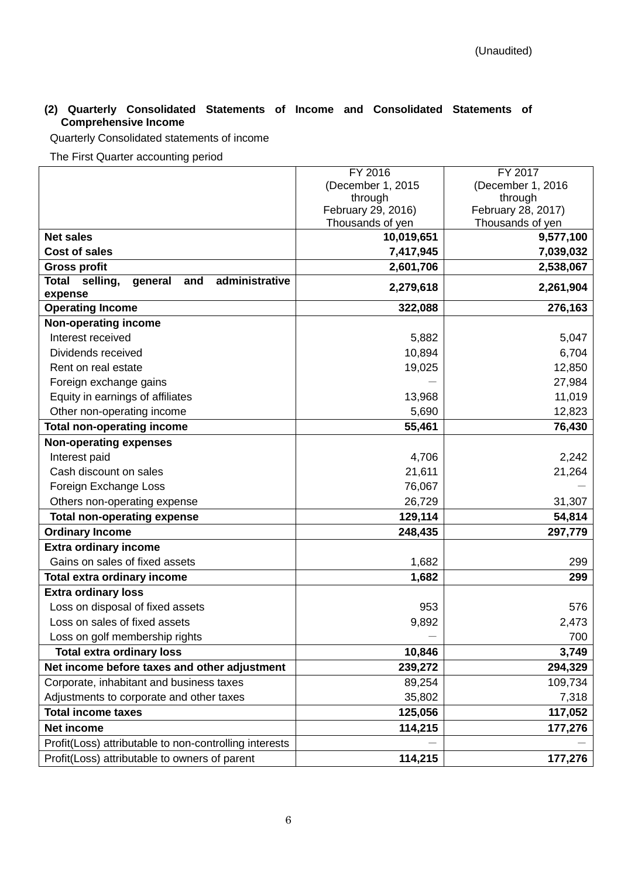(Unaudited)

### (2) Quarterly Consolidated Statements of Income and Consolidated Statements of Comprehensive Income

Quarterly Consolidated statements of income

The First Quarter accounting period

| | FY 2016 (December 1, 2015 through February 29, 2016) Thousands of yen | FY 2017 (December 1, 2016 through February 28, 2017) Thousands of yen |
|---|---|---|
| **Net sales** | **10,019,651** | **9,577,100** |
| **Cost of sales** | **7,417,945** | **7,039,032** |
| **Gross profit** | **2,601,706** | **2,538,067** |
| **Total selling, general and administrative expense** | **2,279,618** | **2,261,904** |
| **Operating Income** | **322,088** | **276,163** |
| **Non-operating income** | | |
| Interest received | 5,882 | 5,047 |
| Dividends received | 10,894 | 6,704 |
| Rent on real estate | 19,025 | 12,850 |
| Foreign exchange gains | ― | 27,984 |
| Equity in earnings of affiliates | 13,968 | 11,019 |
| Other non-operating income | 5,690 | 12,823 |
| **Total non-operating income** | **55,461** | **76,430** |
| **Non-operating expenses** | | |
| Interest paid | 4,706 | 2,242 |
| Cash discount on sales | 21,611 | 21,264 |
| Foreign Exchange Loss | 76,067 | ― |
| Others non-operating expense | 26,729 | 31,307 |
| **Total non-operating expense** | **129,114** | **54,814** |
| **Ordinary Income** | **248,435** | **297,779** |
| **Extra ordinary income** | | |
| Gains on sales of fixed assets | 1,682 | 299 |
| **Total extra ordinary income** | **1,682** | **299** |
| **Extra ordinary loss** | | |
| Loss on disposal of fixed assets | 953 | 576 |
| Loss on sales of fixed assets | 9,892 | 2,473 |
| Loss on golf membership rights | ― | 700 |
| **Total extra ordinary loss** | **10,846** | **3,749** |
| **Net income before taxes and other adjustment** | **239,272** | **294,329** |
| Corporate, inhabitant and business taxes | 89,254 | 109,734 |
| Adjustments to corporate and other taxes | 35,802 | 7,318 |
| **Total income taxes** | **125,056** | **117,052** |
| **Net income** | **114,215** | **177,276** |
| Profit(Loss) attributable to non-controlling interests | ― | ― |
| Profit(Loss) attributable to owners of parent | **114,215** | **177,276** |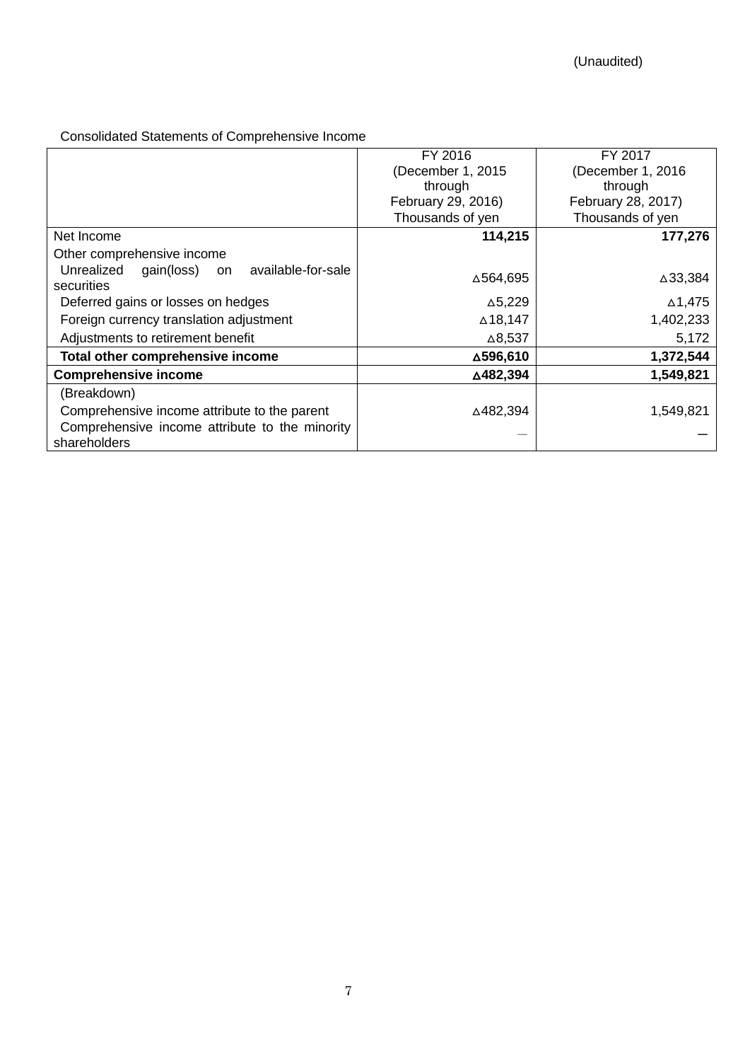(Unaudited)

Consolidated Statements of Comprehensive Income

| | FY 2016 (December 1, 2015 through February 29, 2016) Thousands of yen | FY 2017 (December 1, 2016 through February 28, 2017) Thousands of yen |
|---|---|---|
| Net Income | **114,215** | **177,276** |
| Other comprehensive income | | |
| Unrealized gain(loss) on available-for-sale securities | △564,695 | △33,384 |
| Deferred gains or losses on hedges | △5,229 | △1,475 |
| Foreign currency translation adjustment | △18,147 | 1,402,233 |
| Adjustments to retirement benefit | △8,537 | 5,172 |
| **Total other comprehensive income** | **△596,610** | **1,372,544** |
| **Comprehensive income** | **△482,394** | **1,549,821** |
| (Breakdown) | | |
| Comprehensive income attribute to the parent | △482,394 | 1,549,821 |
| Comprehensive income attribute to the minority shareholders | — | — |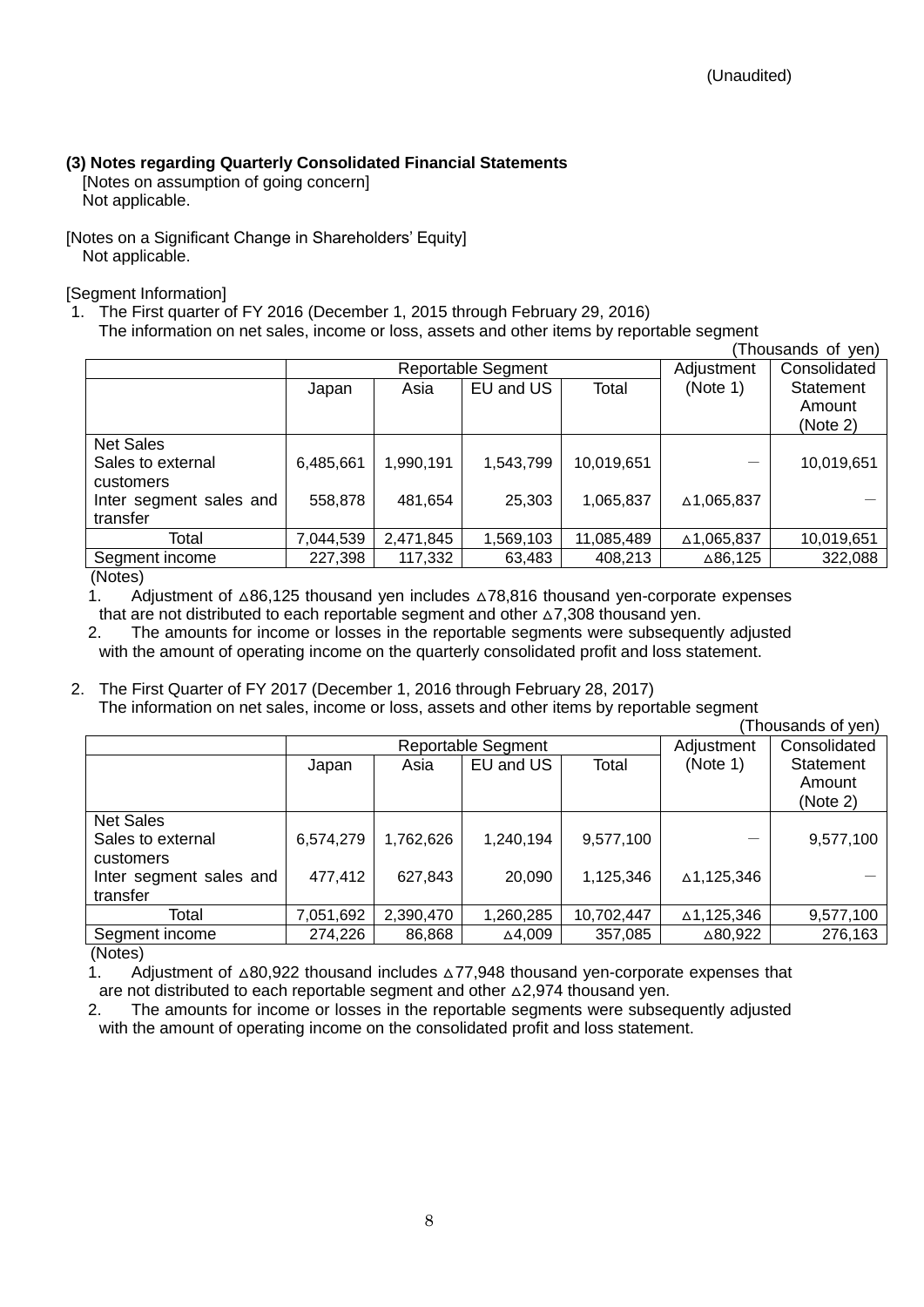(Unaudited)

### (3) Notes regarding Quarterly Consolidated Financial Statements

[Notes on assumption of going concern]
Not applicable.

[Notes on a Significant Change in Shareholders' Equity]
Not applicable.

[Segment Information]

1. The First quarter of FY 2016 (December 1, 2015 through February 29, 2016)
   The information on net sales, income or loss, assets and other items by reportable segment

(Thousands of yen)

| | Reportable Segment | | | | Adjustment (Note 1) | Consolidated Statement Amount (Note 2) |
|---|---|---|---|---|---|---|
| | Japan | Asia | EU and US | Total | | |
| Net Sales | | | | | | |
| Sales to external customers | 6,485,661 | 1,990,191 | 1,543,799 | 10,019,651 | － | 10,019,651 |
| Inter segment sales and transfer | 558,878 | 481,654 | 25,303 | 1,065,837 | △1,065,837 | － |
| Total | 7,044,539 | 2,471,845 | 1,569,103 | 11,085,489 | △1,065,837 | 10,019,651 |
| Segment income | 227,398 | 117,332 | 63,483 | 408,213 | △86,125 | 322,088 |

(Notes)

1. Adjustment of △86,125 thousand yen includes △78,816 thousand yen-corporate expenses that are not distributed to each reportable segment and other △7,308 thousand yen.
2. The amounts for income or losses in the reportable segments were subsequently adjusted with the amount of operating income on the quarterly consolidated profit and loss statement.

2. The First Quarter of FY 2017 (December 1, 2016 through February 28, 2017)
   The information on net sales, income or loss, assets and other items by reportable segment

(Thousands of yen)

| | Reportable Segment | | | | Adjustment (Note 1) | Consolidated Statement Amount (Note 2) |
|---|---|---|---|---|---|---|
| | Japan | Asia | EU and US | Total | | |
| Net Sales | | | | | | |
| Sales to external customers | 6,574,279 | 1,762,626 | 1,240,194 | 9,577,100 | － | 9,577,100 |
| Inter segment sales and transfer | 477,412 | 627,843 | 20,090 | 1,125,346 | △1,125,346 | － |
| Total | 7,051,692 | 2,390,470 | 1,260,285 | 10,702,447 | △1,125,346 | 9,577,100 |
| Segment income | 274,226 | 86,868 | △4,009 | 357,085 | △80,922 | 276,163 |

(Notes)

1. Adjustment of △80,922 thousand includes △77,948 thousand yen-corporate expenses that are not distributed to each reportable segment and other △2,974 thousand yen.
2. The amounts for income or losses in the reportable segments were subsequently adjusted with the amount of operating income on the consolidated profit and loss statement.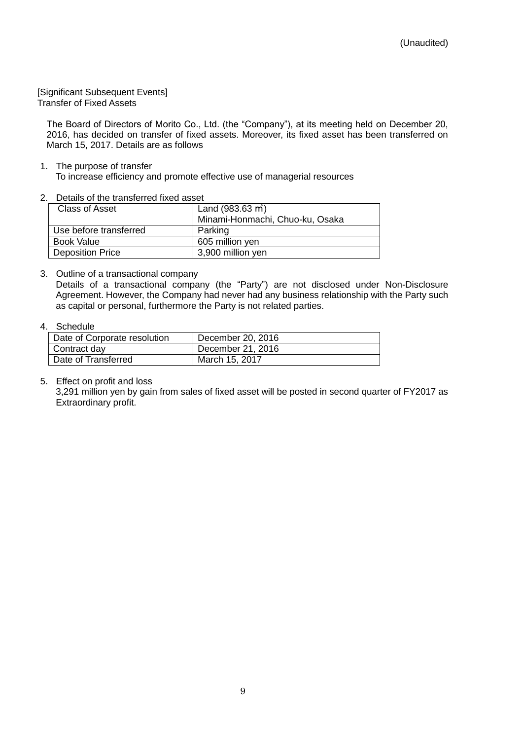(Unaudited)

[Significant Subsequent Events]
Transfer of Fixed Assets

The Board of Directors of Morito Co., Ltd. (the "Company"), at its meeting held on December 20, 2016, has decided on transfer of fixed assets. Moreover, its fixed asset has been transferred on March 15, 2017. Details are as follows

1. The purpose of transfer
   To increase efficiency and promote effective use of managerial resources

2. Details of the transferred fixed asset

| | |
|---|---|
| Class of Asset | Land (983.63 ㎡) Minami-Honmachi, Chuo-ku, Osaka |
| Use before transferred | Parking |
| Book Value | 605 million yen |
| Deposition Price | 3,900 million yen |

3. Outline of a transactional company
   Details of a transactional company (the "Party") are not disclosed under Non-Disclosure Agreement. However, the Company had never had any business relationship with the Party such as capital or personal, furthermore the Party is not related parties.

4. Schedule

| | |
|---|---|
| Date of Corporate resolution | December 20, 2016 |
| Contract day | December 21, 2016 |
| Date of Transferred | March 15, 2017 |

5. Effect on profit and loss
   3,291 million yen by gain from sales of fixed asset will be posted in second quarter of FY2017 as Extraordinary profit.